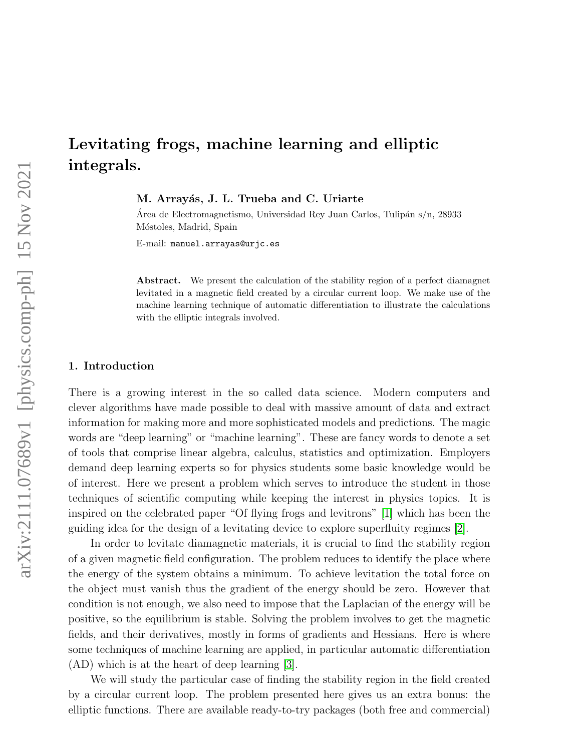# Levitating frogs, machine learning and elliptic integrals.

**M. Arrayás, J. L. Trueba and C. Uriarte**

Área de Electromagnetismo, Universidad Rey Juan Carlos, Tulipán s/n, 28933 Móstoles, Madrid, Spain

E-mail: manuel.arrayas@urjc.es

**Abstract.** We present the calculation of the stability region of a perfect diamagnet levitated in a magnetic field created by a circular current loop. We make use of the machine learning technique of automatic differentiation to illustrate the calculations with the elliptic integrals involved.

## 1. Introduction

There is a growing interest in the so called data science. Modern computers and clever algorithms have made possible to deal with massive amount of data and extract information for making more and more sophisticated models and predictions. The magic words are "deep learning" or "machine learning". These are fancy words to denote a set of tools that comprise linear algebra, calculus, statistics and optimization. Employers demand deep learning experts so for physics students some basic knowledge would be of interest. Here we present a problem which serves to introduce the student in those techniques of scientific computing while keeping the interest in physics topics. It is inspired on the celebrated paper "Of flying frogs and levitrons" [1] which has been the guiding idea for the design of a levitating device to explore superfluity regimes [2].

In order to levitate diamagnetic materials, it is crucial to find the stability region of a given magnetic field configuration. The problem reduces to identify the place where the energy of the system obtains a minimum. To achieve levitation the total force on the object must vanish thus the gradient of the energy should be zero. However that condition is not enough, we also need to impose that the Laplacian of the energy will be positive, so the equilibrium is stable. Solving the problem involves to get the magnetic fields, and their derivatives, mostly in forms of gradients and Hessians. Here is where some techniques of machine learning are applied, in particular automatic differentiation (AD) which is at the heart of deep learning [3].

We will study the particular case of finding the stability region in the field created by a circular current loop. The problem presented here gives us an extra bonus: the elliptic functions. There are available ready-to-try packages (both free and commercial)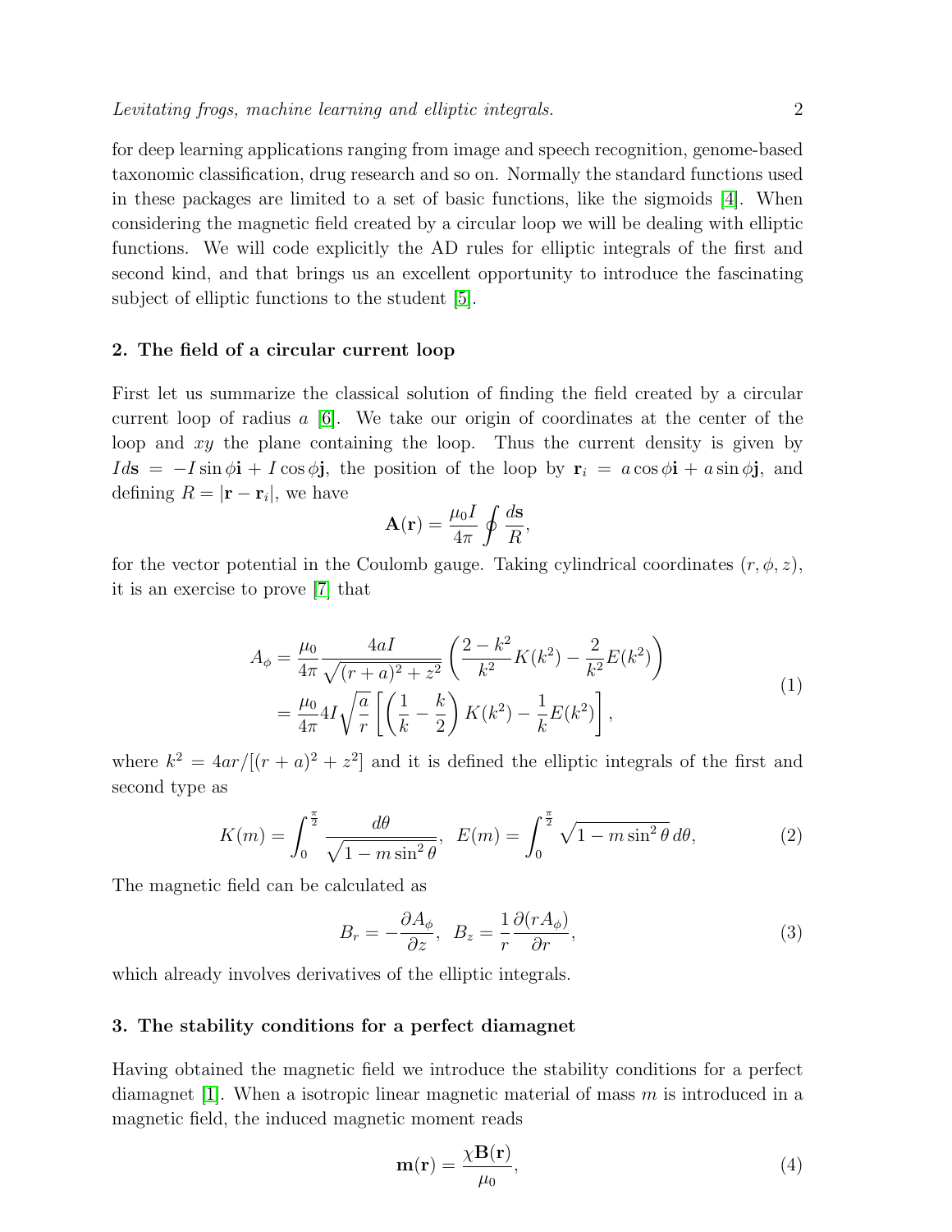for deep learning applications ranging from image and speech recognition, genome-based taxonomic classification, drug research and so on. Normally the standard functions used in these packages are limited to a set of basic functions, like the sigmoids [4]. When considering the magnetic field created by a circular loop we will be dealing with elliptic functions. We will code explicitly the AD rules for elliptic integrals of the first and second kind, and that brings us an excellent opportunity to introduce the fascinating subject of elliptic functions to the student [5].

## 2. The field of a circular current loop

First let us summarize the classical solution of finding the field created by a circular current loop of radius $a$ [6]. We take our origin of coordinates at the center of the loop and $xy$ the plane containing the loop. Thus the current density is given by $Id\mathbf{s} = -I\sin\phi\mathbf{i} + I\cos\phi\mathbf{j}$, the position of the loop by $\mathbf{r}_i = a\cos\phi\mathbf{i} + a\sin\phi\mathbf{j}$, and defining $R = |\mathbf{r} - \mathbf{r}_i|$, we have

$$\mathbf{A}(\mathbf{r}) = \frac{\mu_0 I}{4\pi}\oint \frac{d\mathbf{s}}{R},$$

for the vector potential in the Coulomb gauge. Taking cylindrical coordinates $(r, \phi, z)$, it is an exercise to prove [7] that

$$\begin{aligned} A_\phi &= \frac{\mu_0}{4\pi}\frac{4aI}{\sqrt{(r+a)^2+z^2}}\left(\frac{2-k^2}{k^2}K(k^2) - \frac{2}{k^2}E(k^2)\right) \\ &= \frac{\mu_0}{4\pi}4I\sqrt{\frac{a}{r}}\left[\left(\frac{1}{k} - \frac{k}{2}\right)K(k^2) - \frac{1}{k}E(k^2)\right], \end{aligned} \tag{1}$$

where $k^2 = 4ar/[(r+a)^2+z^2]$ and it is defined the elliptic integrals of the first and second type as

$$K(m) = \int_0^{\frac{\pi}{2}} \frac{d\theta}{\sqrt{1-m\sin^2\theta}}, \quad E(m) = \int_0^{\frac{\pi}{2}} \sqrt{1-m\sin^2\theta}\, d\theta, \tag{2}$$

The magnetic field can be calculated as

$$B_r = -\frac{\partial A_\phi}{\partial z}, \quad B_z = \frac{1}{r}\frac{\partial (rA_\phi)}{\partial r}, \tag{3}$$

which already involves derivatives of the elliptic integrals.

## 3. The stability conditions for a perfect diamagnet

Having obtained the magnetic field we introduce the stability conditions for a perfect diamagnet [1]. When a isotropic linear magnetic material of mass $m$ is introduced in a magnetic field, the induced magnetic moment reads

$$\mathbf{m}(\mathbf{r}) = \frac{\chi\mathbf{B}(\mathbf{r})}{\mu_0}, \tag{4}$$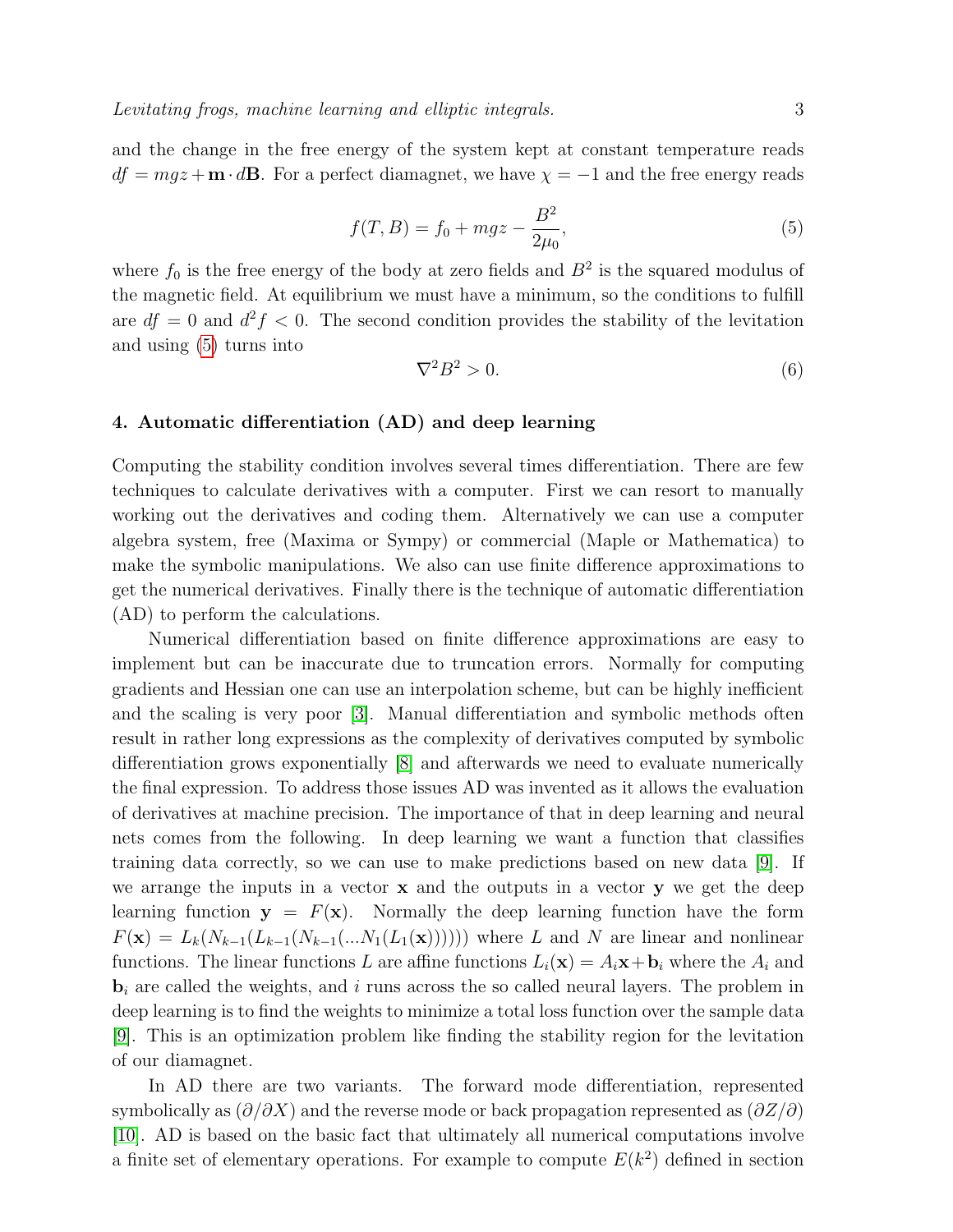and the change in the free energy of the system kept at constant temperature reads $df = mgz + \mathbf{m} \cdot d\mathbf{B}$. For a perfect diamagnet, we have $\chi = -1$ and the free energy reads

$$f(T, B) = f_0 + mgz - \frac{B^2}{2\mu_0}, \tag{5}$$

where $f_0$ is the free energy of the body at zero fields and $B^2$ is the squared modulus of the magnetic field. At equilibrium we must have a minimum, so the conditions to fulfill are $df = 0$ and $d^2f < 0$. The second condition provides the stability of the levitation and using (5) turns into

$$\nabla^2 B^2 > 0. \tag{6}$$

## 4. Automatic differentiation (AD) and deep learning

Computing the stability condition involves several times differentiation. There are few techniques to calculate derivatives with a computer. First we can resort to manually working out the derivatives and coding them. Alternatively we can use a computer algebra system, free (Maxima or Sympy) or commercial (Maple or Mathematica) to make the symbolic manipulations. We also can use finite difference approximations to get the numerical derivatives. Finally there is the technique of automatic differentiation (AD) to perform the calculations.

Numerical differentiation based on finite difference approximations are easy to implement but can be inaccurate due to truncation errors. Normally for computing gradients and Hessian one can use an interpolation scheme, but can be highly inefficient and the scaling is very poor [3]. Manual differentiation and symbolic methods often result in rather long expressions as the complexity of derivatives computed by symbolic differentiation grows exponentially [8] and afterwards we need to evaluate numerically the final expression. To address those issues AD was invented as it allows the evaluation of derivatives at machine precision. The importance of that in deep learning and neural nets comes from the following. In deep learning we want a function that classifies training data correctly, so we can use to make predictions based on new data [9]. If we arrange the inputs in a vector $\mathbf{x}$ and the outputs in a vector $\mathbf{y}$ we get the deep learning function $\mathbf{y} = F(\mathbf{x})$. Normally the deep learning function have the form $F(\mathbf{x}) = L_k(N_{k-1}(L_{k-1}(N_{k-1}(...N_1(L_1(\mathbf{x}))))))$ where $L$ and $N$ are linear and nonlinear functions. The linear functions $L$ are affine functions $L_i(\mathbf{x}) = A_i\mathbf{x} + \mathbf{b}_i$ where the $A_i$ and $\mathbf{b}_i$ are called the weights, and $i$ runs across the so called neural layers. The problem in deep learning is to find the weights to minimize a total loss function over the sample data [9]. This is an optimization problem like finding the stability region for the levitation of our diamagnet.

In AD there are two variants. The forward mode differentiation, represented symbolically as $(\partial/\partial X)$ and the reverse mode or back propagation represented as $(\partial Z/\partial)$ [10]. AD is based on the basic fact that ultimately all numerical computations involve a finite set of elementary operations. For example to compute $E(k^2)$ defined in section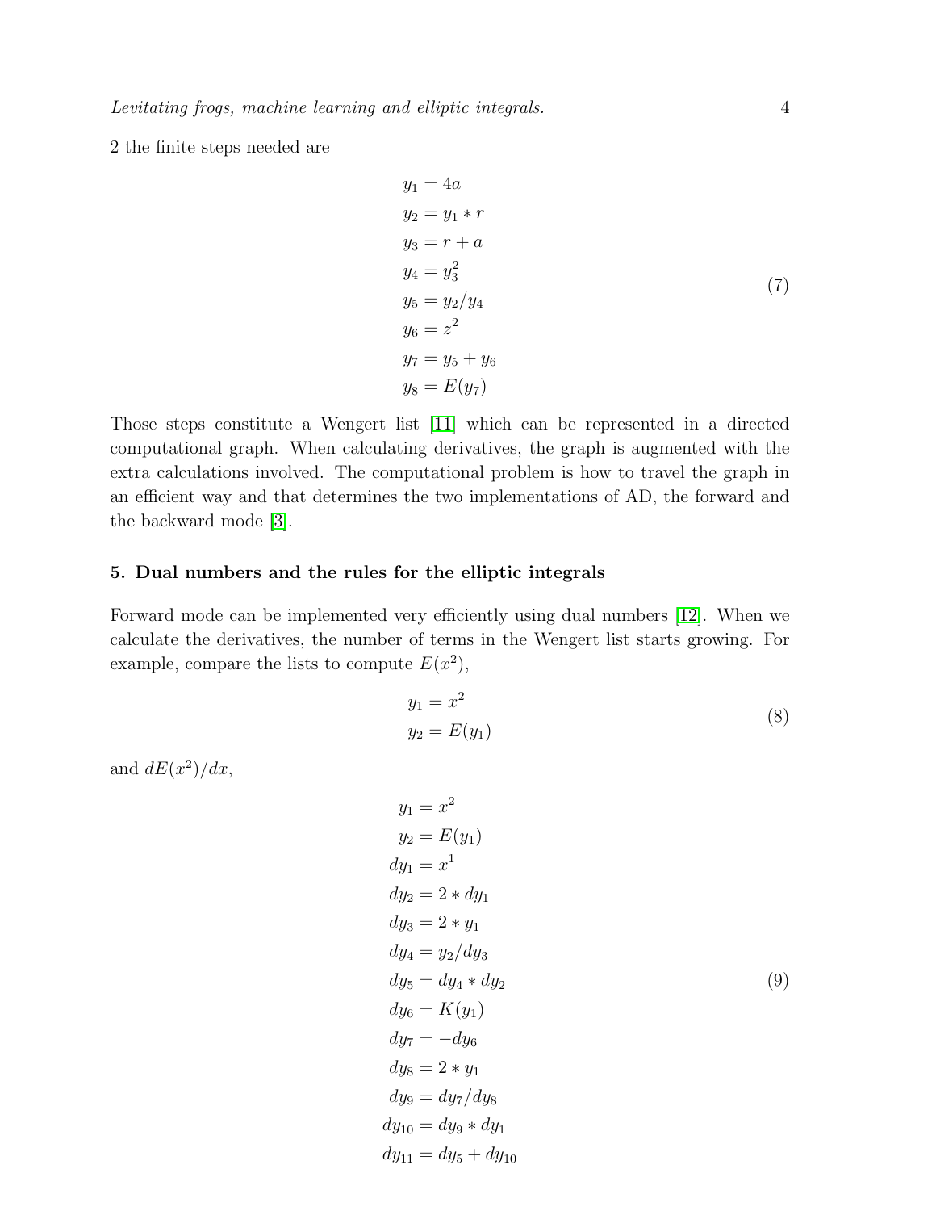2 the finite steps needed are

$$
\begin{aligned}
y_1 &= 4a \\
y_2 &= y_1 * r \\
y_3 &= r + a \\
y_4 &= y_3^2 \\
y_5 &= y_2 / y_4 \\
y_6 &= z^2 \\
y_7 &= y_5 + y_6 \\
y_8 &= E(y_7)
\end{aligned}
\tag{7}
$$

Those steps constitute a Wengert list [11] which can be represented in a directed computational graph. When calculating derivatives, the graph is augmented with the extra calculations involved. The computational problem is how to travel the graph in an efficient way and that determines the two implementations of AD, the forward and the backward mode [3].

### 5. Dual numbers and the rules for the elliptic integrals

Forward mode can be implemented very efficiently using dual numbers [12]. When we calculate the derivatives, the number of terms in the Wengert list starts growing. For example, compare the lists to compute $E(x^2)$,

$$
\begin{aligned}
y_1 &= x^2 \\
y_2 &= E(y_1)
\end{aligned}
\tag{8}
$$

and $dE(x^2)/dx$,

$$
\begin{aligned}
y_1 &= x^2 \\
y_2 &= E(y_1) \\
dy_1 &= x^1 \\
dy_2 &= 2 * dy_1 \\
dy_3 &= 2 * y_1 \\
dy_4 &= y_2 / dy_3 \\
dy_5 &= dy_4 * dy_2 \\
dy_6 &= K(y_1) \\
dy_7 &= -dy_6 \\
dy_8 &= 2 * y_1 \\
dy_9 &= dy_7 / dy_8 \\
dy_{10} &= dy_9 * dy_1 \\
dy_{11} &= dy_5 + dy_{10}
\end{aligned}
\tag{9}
$$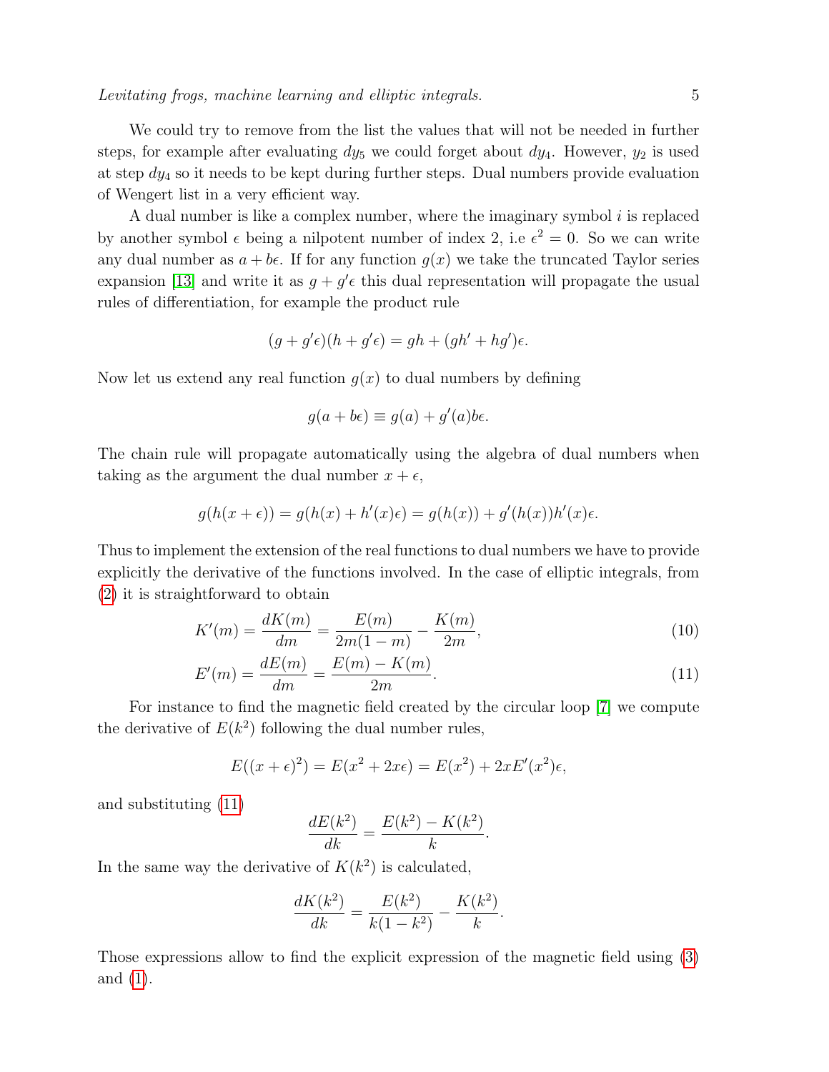We could try to remove from the list the values that will not be needed in further steps, for example after evaluating $dy_5$ we could forget about $dy_4$. However, $y_2$ is used at step $dy_4$ so it needs to be kept during further steps. Dual numbers provide evaluation of Wengert list in a very efficient way.

A dual number is like a complex number, where the imaginary symbol $i$ is replaced by another symbol $\epsilon$ being a nilpotent number of index 2, i.e $\epsilon^2 = 0$. So we can write any dual number as $a + b\epsilon$. If for any function $g(x)$ we take the truncated Taylor series expansion [13] and write it as $g + g'\epsilon$ this dual representation will propagate the usual rules of differentiation, for example the product rule

$$(g + g'\epsilon)(h + g'\epsilon) = gh + (gh' + hg')\epsilon.$$

Now let us extend any real function $g(x)$ to dual numbers by defining

$$g(a + b\epsilon) \equiv g(a) + g'(a)b\epsilon.$$

The chain rule will propagate automatically using the algebra of dual numbers when taking as the argument the dual number $x + \epsilon$,

$$g(h(x + \epsilon)) = g(h(x) + h'(x)\epsilon) = g(h(x)) + g'(h(x))h'(x)\epsilon.$$

Thus to implement the extension of the real functions to dual numbers we have to provide explicitly the derivative of the functions involved. In the case of elliptic integrals, from (2) it is straightforward to obtain

$$K'(m) = \frac{dK(m)}{dm} = \frac{E(m)}{2m(1-m)} - \frac{K(m)}{2m}, \tag{10}$$

$$E'(m) = \frac{dE(m)}{dm} = \frac{E(m) - K(m)}{2m}. \tag{11}$$

For instance to find the magnetic field created by the circular loop [7] we compute the derivative of $E(k^2)$ following the dual number rules,

$$E((x + \epsilon)^2) = E(x^2 + 2x\epsilon) = E(x^2) + 2xE'(x^2)\epsilon,$$

and substituting (11)

$$\frac{dE(k^2)}{dk} = \frac{E(k^2) - K(k^2)}{k}.$$

In the same way the derivative of $K(k^2)$ is calculated,

$$\frac{dK(k^2)}{dk} = \frac{E(k^2)}{k(1-k^2)} - \frac{K(k^2)}{k}.$$

Those expressions allow to find the explicit expression of the magnetic field using (3) and (1).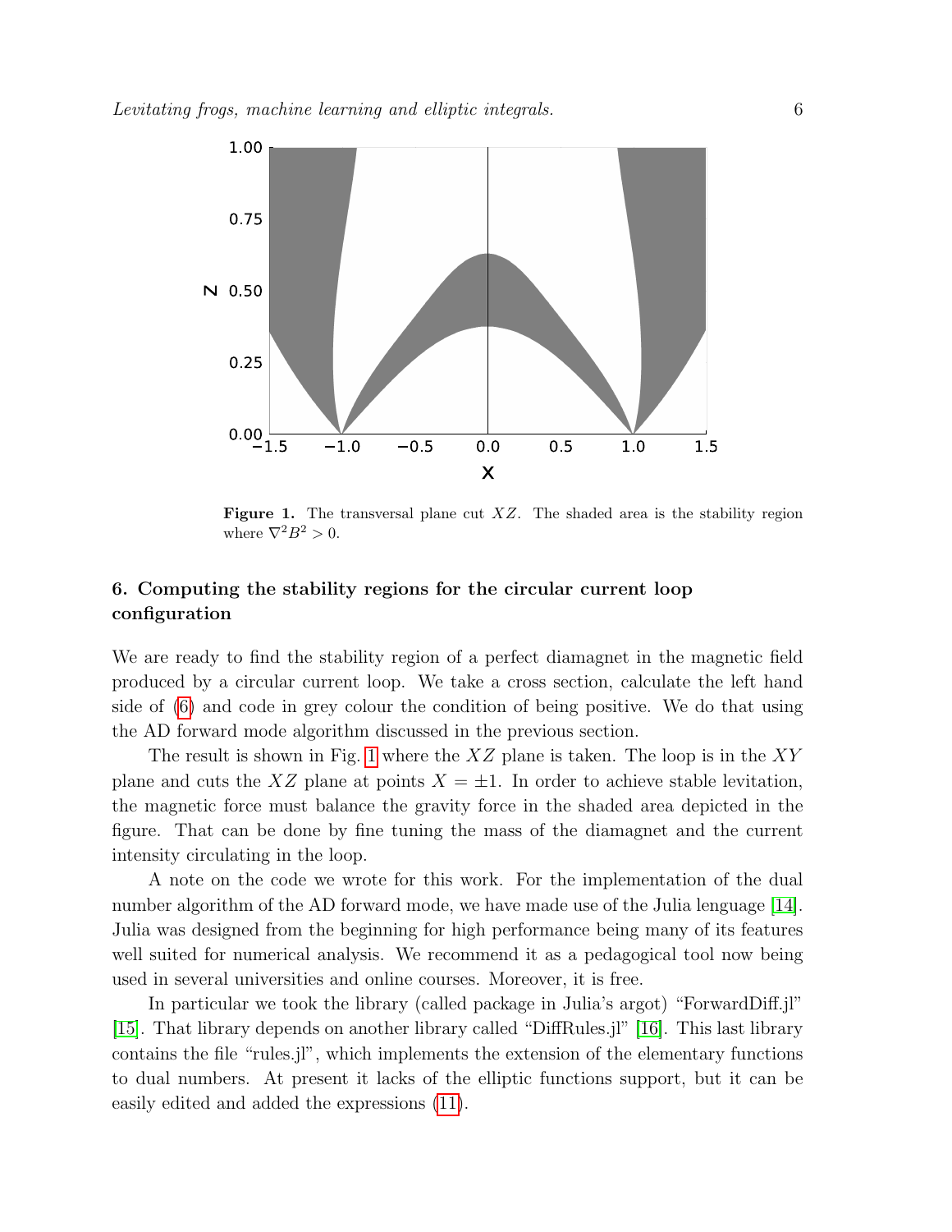**Figure 1.** The transversal plane cut $XZ$. The shaded area is the stability region where $\nabla^2 B^2 > 0$.

## 6. Computing the stability regions for the circular current loop configuration

We are ready to find the stability region of a perfect diamagnet in the magnetic field produced by a circular current loop. We take a cross section, calculate the left hand side of (6) and code in grey colour the condition of being positive. We do that using the AD forward mode algorithm discussed in the previous section.

The result is shown in Fig. 1 where the $XZ$ plane is taken. The loop is in the $XY$ plane and cuts the $XZ$ plane at points $X = \pm 1$. In order to achieve stable levitation, the magnetic force must balance the gravity force in the shaded area depicted in the figure. That can be done by fine tuning the mass of the diamagnet and the current intensity circulating in the loop.

A note on the code we wrote for this work. For the implementation of the dual number algorithm of the AD forward mode, we have made use of the Julia lenguage [14]. Julia was designed from the beginning for high performance being many of its features well suited for numerical analysis. We recommend it as a pedagogical tool now being used in several universities and online courses. Moreover, it is free.

In particular we took the library (called package in Julia's argot) "ForwardDiff.jl" [15]. That library depends on another library called "DiffRules.jl" [16]. This last library contains the file "rules.jl", which implements the extension of the elementary functions to dual numbers. At present it lacks of the elliptic functions support, but it can be easily edited and added the expressions (11).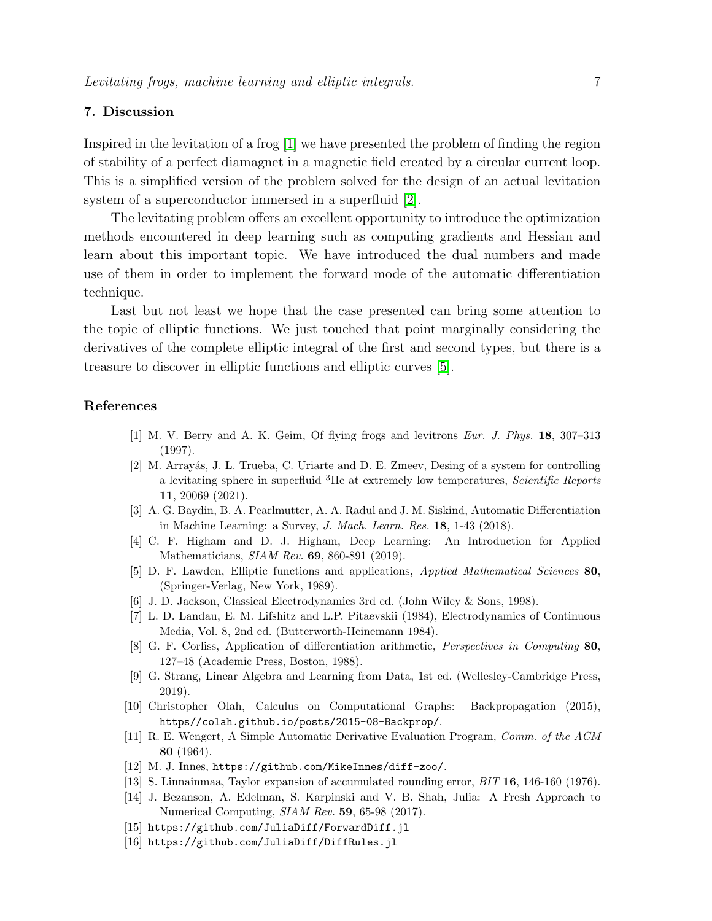## 7. Discussion

Inspired in the levitation of a frog [1] we have presented the problem of finding the region of stability of a perfect diamagnet in a magnetic field created by a circular current loop. This is a simplified version of the problem solved for the design of an actual levitation system of a superconductor immersed in a superfluid [2].

The levitating problem offers an excellent opportunity to introduce the optimization methods encountered in deep learning such as computing gradients and Hessian and learn about this important topic. We have introduced the dual numbers and made use of them in order to implement the forward mode of the automatic differentiation technique.

Last but not least we hope that the case presented can bring some attention to the topic of elliptic functions. We just touched that point marginally considering the derivatives of the complete elliptic integral of the first and second types, but there is a treasure to discover in elliptic functions and elliptic curves [5].

## References

[1] M. V. Berry and A. K. Geim, Of flying frogs and levitrons *Eur. J. Phys.* **18**, 307–313 (1997).

[2] M. Arrayás, J. L. Trueba, C. Uriarte and D. E. Zmeev, Desing of a system for controlling a levitating sphere in superfluid $^3$He at extremely low temperatures, *Scientific Reports* **11**, 20069 (2021).

[3] A. G. Baydin, B. A. Pearlmutter, A. A. Radul and J. M. Siskind, Automatic Differentiation in Machine Learning: a Survey, *J. Mach. Learn. Res.* **18**, 1-43 (2018).

[4] C. F. Higham and D. J. Higham, Deep Learning: An Introduction for Applied Mathematicians, *SIAM Rev.* **69**, 860-891 (2019).

[5] D. F. Lawden, Elliptic functions and applications, *Applied Mathematical Sciences* **80**, (Springer-Verlag, New York, 1989).

[6] J. D. Jackson, Classical Electrodynamics 3rd ed. (John Wiley & Sons, 1998).

[7] L. D. Landau, E. M. Lifshitz and L.P. Pitaevskii (1984), Electrodynamics of Continuous Media, Vol. 8, 2nd ed. (Butterworth-Heinemann 1984).

[8] G. F. Corliss, Application of differentiation arithmetic, *Perspectives in Computing* **80**, 127–48 (Academic Press, Boston, 1988).

[9] G. Strang, Linear Algebra and Learning from Data, 1st ed. (Wellesley-Cambridge Press, 2019).

[10] Christopher Olah, Calculus on Computational Graphs: Backpropagation (2015), `https//colah.github.io/posts/2015-08-Backprop/`.

[11] R. E. Wengert, A Simple Automatic Derivative Evaluation Program, *Comm. of the ACM* **80** (1964).

[12] M. J. Innes, `https://github.com/MikeInnes/diff-zoo/`.

[13] S. Linnainmaa, Taylor expansion of accumulated rounding error, *BIT* **16**, 146-160 (1976).

[14] J. Bezanson, A. Edelman, S. Karpinski and V. B. Shah, Julia: A Fresh Approach to Numerical Computing, *SIAM Rev.* **59**, 65-98 (2017).

[15] `https://github.com/JuliaDiff/ForwardDiff.jl`

[16] `https://github.com/JuliaDiff/DiffRules.jl`